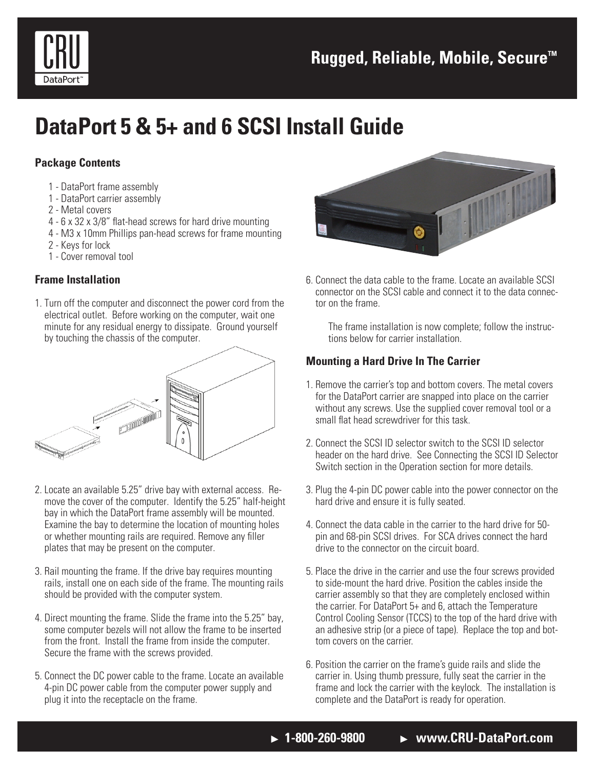# DataPort 5 & 5+ and 6 SCSI Install Guide

### Package Contents

- 1 - DataPort frame assembly
- 1 - DataPort carrier assembly
- 2 - Metal covers
- 4 - 6 x 32 x 3/8" flat-head screws for hard drive mounting
- 4 - M3 x 10mm Phillips pan-head screws for frame mounting
- 2 - Keys for lock
- 1 - Cover removal tool

### Frame Installation

1. Turn off the computer and disconnect the power cord from the electrical outlet. Before working on the computer, wait one minute for any residual energy to dissipate. Ground yourself by touching the chassis of the computer.

2. Locate an available 5.25" drive bay with external access. Remove the cover of the computer. Identify the 5.25" half-height bay in which the DataPort frame assembly will be mounted. Examine the bay to determine the location of mounting holes or whether mounting rails are required. Remove any filler plates that may be present on the computer.

3. Rail mounting the frame. If the drive bay requires mounting rails, install one on each side of the frame. The mounting rails should be provided with the computer system.

4. Direct mounting the frame. Slide the frame into the 5.25" bay, some computer bezels will not allow the frame to be inserted from the front. Install the frame from inside the computer. Secure the frame with the screws provided.

5. Connect the DC power cable to the frame. Locate an available 4-pin DC power cable from the computer power supply and plug it into the receptacle on the frame.

6. Connect the data cable to the frame. Locate an available SCSI connector on the SCSI cable and connect it to the data connector on the frame.

   The frame installation is now complete; follow the instructions below for carrier installation.

### Mounting a Hard Drive In The Carrier

1. Remove the carrier's top and bottom covers. The metal covers for the DataPort carrier are snapped into place on the carrier without any screws. Use the supplied cover removal tool or a small flat head screwdriver for this task.

2. Connect the SCSI ID selector switch to the SCSI ID selector header on the hard drive. See Connecting the SCSI ID Selector Switch section in the Operation section for more details.

3. Plug the 4-pin DC power cable into the power connector on the hard drive and ensure it is fully seated.

4. Connect the data cable in the carrier to the hard drive for 50-pin and 68-pin SCSI drives. For SCA drives connect the hard drive to the connector on the circuit board.

5. Place the drive in the carrier and use the four screws provided to side-mount the hard drive. Position the cables inside the carrier assembly so that they are completely enclosed within the carrier. For DataPort 5+ and 6, attach the Temperature Control Cooling Sensor (TCCS) to the top of the hard drive with an adhesive strip (or a piece of tape). Replace the top and bottom covers on the carrier.

6. Position the carrier on the frame's guide rails and slide the carrier in. Using thumb pressure, fully seat the carrier in the frame and lock the carrier with the keylock. The installation is complete and the DataPort is ready for operation.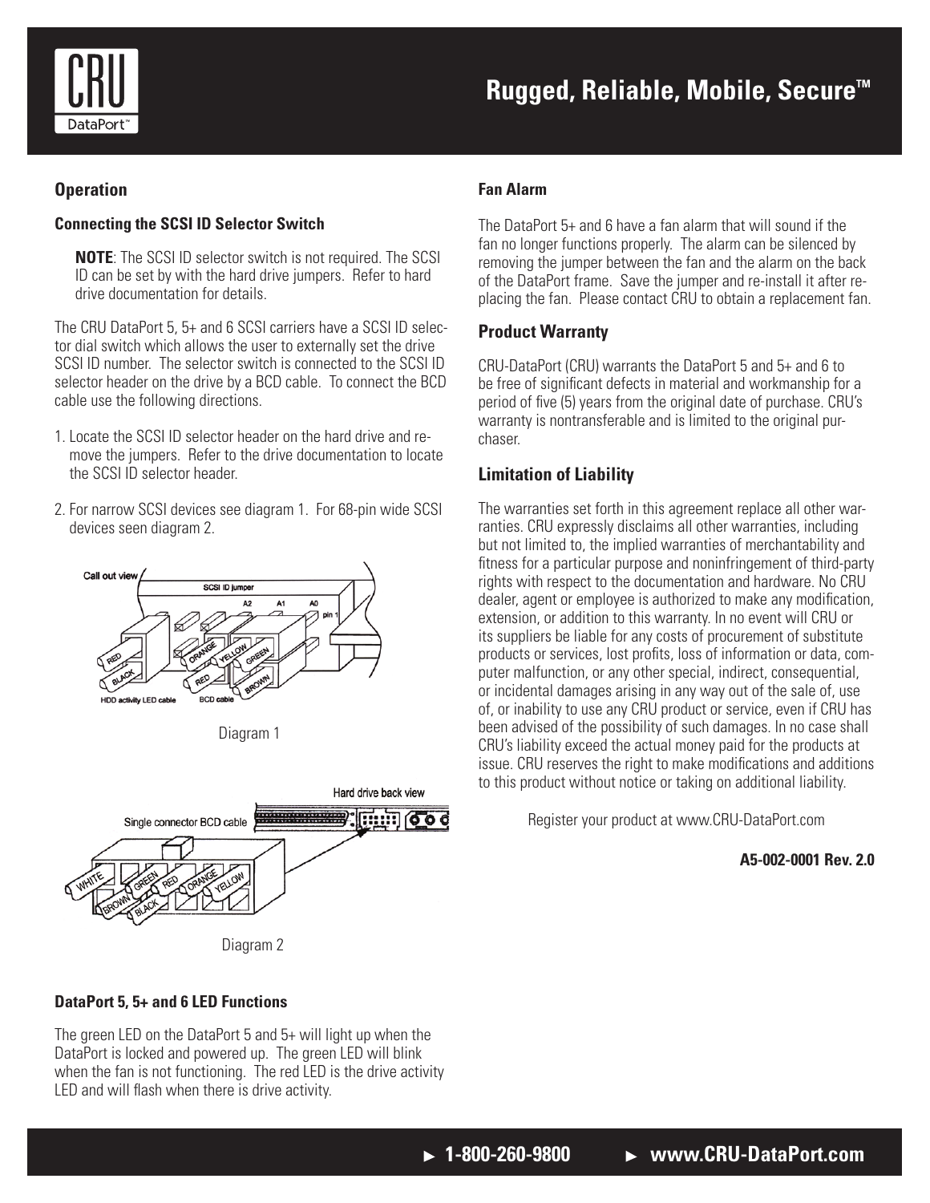Rugged, Reliable, Mobile, Secure™

## Operation

### Connecting the SCSI ID Selector Switch

**NOTE**: The SCSI ID selector switch is not required. The SCSI ID can be set by with the hard drive jumpers. Refer to hard drive documentation for details.

The CRU DataPort 5, 5+ and 6 SCSI carriers have a SCSI ID selector dial switch which allows the user to externally set the drive SCSI ID number. The selector switch is connected to the SCSI ID selector header on the drive by a BCD cable. To connect the BCD cable use the following directions.

1. Locate the SCSI ID selector header on the hard drive and remove the jumpers. Refer to the drive documentation to locate the SCSI ID selector header.
2. For narrow SCSI devices see diagram 1. For 68-pin wide SCSI devices seen diagram 2.

Call out view
SCSI ID jumper
A2
A1
A0
pin 1
RED
BLACK
ORANGE
YELLOW
GREEN
RED
BROWN
HDD activity LED cable
BCD cable

Diagram 1

Hard drive back view
Single connector BCD cable
WHITE
GREEN
RED
ORANGE
YELLOW
BROWN
BLACK

Diagram 2

### DataPort 5, 5+ and 6 LED Functions

The green LED on the DataPort 5 and 5+ will light up when the DataPort is locked and powered up. The green LED will blink when the fan is not functioning. The red LED is the drive activity LED and will flash when there is drive activity.

### Fan Alarm

The DataPort 5+ and 6 have a fan alarm that will sound if the fan no longer functions properly. The alarm can be silenced by removing the jumper between the fan and the alarm on the back of the DataPort frame. Save the jumper and re-install it after replacing the fan. Please contact CRU to obtain a replacement fan.

## Product Warranty

CRU-DataPort (CRU) warrants the DataPort 5 and 5+ and 6 to be free of significant defects in material and workmanship for a period of five (5) years from the original date of purchase. CRU's warranty is nontransferable and is limited to the original purchaser.

## Limitation of Liability

The warranties set forth in this agreement replace all other warranties. CRU expressly disclaims all other warranties, including but not limited to, the implied warranties of merchantability and fitness for a particular purpose and noninfringement of third-party rights with respect to the documentation and hardware. No CRU dealer, agent or employee is authorized to make any modification, extension, or addition to this warranty. In no event will CRU or its suppliers be liable for any costs of procurement of substitute products or services, lost profits, loss of information or data, computer malfunction, or any other special, indirect, consequential, or incidental damages arising in any way out of the sale of, use of, or inability to use any CRU product or service, even if CRU has been advised of the possibility of such damages. In no case shall CRU's liability exceed the actual money paid for the products at issue. CRU reserves the right to make modifications and additions to this product without notice or taking on additional liability.

Register your product at www.CRU-DataPort.com

**A5-002-0001 Rev. 2.0**

► 1-800-260-9800 ► www.CRU-DataPort.com